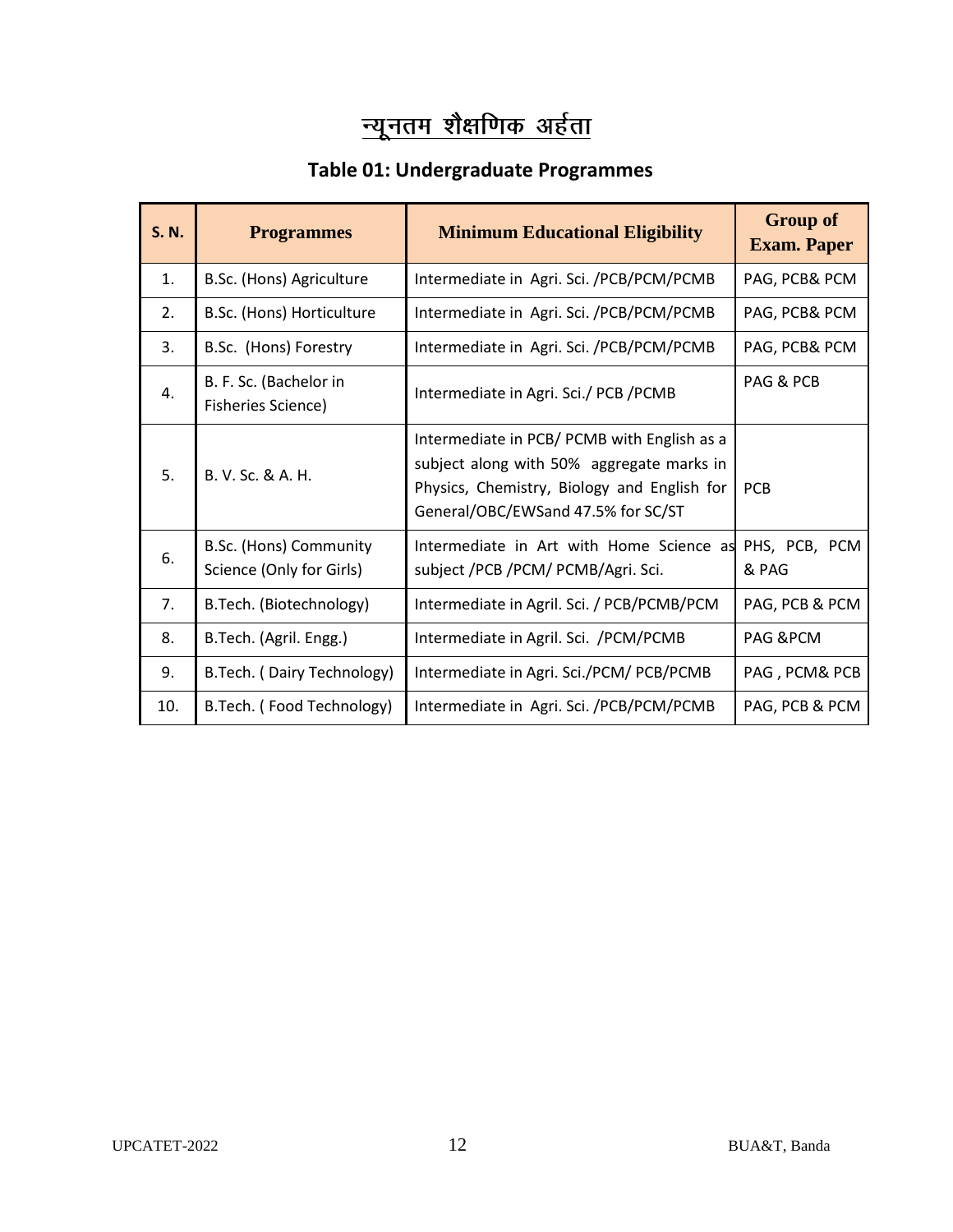# न्यूनतम शैक्षणिक अर्हता

## Table 01: Undergraduate Programmes

| S. N. | Programmes | Minimum Educational Eligibility | Group of Exam. Paper |
|---|---|---|---|
| 1. | B.Sc. (Hons) Agriculture | Intermediate in Agri. Sci. /PCB/PCM/PCMB | PAG, PCB& PCM |
| 2. | B.Sc. (Hons) Horticulture | Intermediate in Agri. Sci. /PCB/PCM/PCMB | PAG, PCB& PCM |
| 3. | B.Sc. (Hons) Forestry | Intermediate in Agri. Sci. /PCB/PCM/PCMB | PAG, PCB& PCM |
| 4. | B. F. Sc. (Bachelor in Fisheries Science) | Intermediate in Agri. Sci./ PCB /PCMB | PAG & PCB |
| 5. | B. V. Sc. & A. H. | Intermediate in PCB/ PCMB with English as a subject along with 50% aggregate marks in Physics, Chemistry, Biology and English for General/OBC/EWSand 47.5% for SC/ST | PCB |
| 6. | B.Sc. (Hons) Community Science (Only for Girls) | Intermediate in Art with Home Science as subject /PCB /PCM/ PCMB/Agri. Sci. | PHS, PCB, PCM & PAG |
| 7. | B.Tech. (Biotechnology) | Intermediate in Agril. Sci. / PCB/PCMB/PCM | PAG, PCB & PCM |
| 8. | B.Tech. (Agril. Engg.) | Intermediate in Agril. Sci. /PCM/PCMB | PAG &PCM |
| 9. | B.Tech. ( Dairy Technology) | Intermediate in Agri. Sci./PCM/ PCB/PCMB | PAG , PCM& PCB |
| 10. | B.Tech. ( Food Technology) | Intermediate in Agri. Sci. /PCB/PCM/PCMB | PAG, PCB & PCM |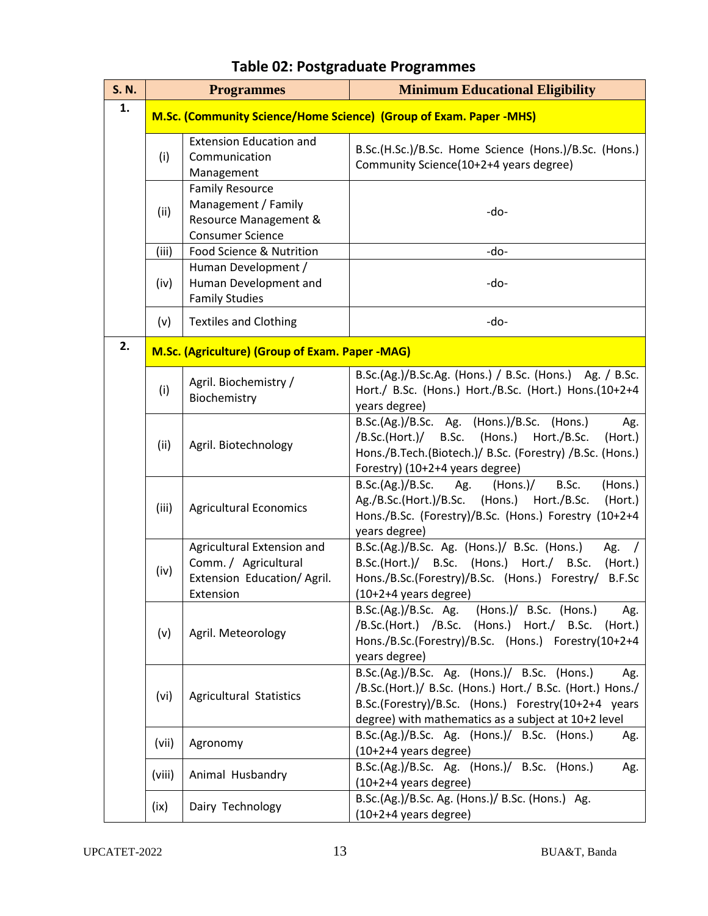# Table 02: Postgraduate Programmes

| S. N. | | Programmes | Minimum Educational Eligibility |
|---|---|---|---|
| 1. | **M.Sc. (Community Science/Home Science) (Group of Exam. Paper -MHS)** | | |
| | (i) | Extension Education and Communication Management | B.Sc.(H.Sc.)/B.Sc. Home Science (Hons.)/B.Sc. (Hons.) Community Science(10+2+4 years degree) |
| | (ii) | Family Resource Management / Family Resource Management & Consumer Science | -do- |
| | (iii) | Food Science & Nutrition | -do- |
| | (iv) | Human Development / Human Development and Family Studies | -do- |
| | (v) | Textiles and Clothing | -do- |
| 2. | **M.Sc. (Agriculture) (Group of Exam. Paper -MAG)** | | |
| | (i) | Agril. Biochemistry / Biochemistry | B.Sc.(Ag.)/B.Sc.Ag. (Hons.) / B.Sc. (Hons.) Ag. / B.Sc. Hort./ B.Sc. (Hons.) Hort./B.Sc. (Hort.) Hons.(10+2+4 years degree) |
| | (ii) | Agril. Biotechnology | B.Sc.(Ag.)/B.Sc. Ag. (Hons.)/B.Sc. (Hons.) Ag. /B.Sc.(Hort.)/ B.Sc. (Hons.) Hort./B.Sc. (Hort.) Hons./B.Tech.(Biotech.)/ B.Sc. (Forestry) /B.Sc. (Hons.) Forestry) (10+2+4 years degree) |
| | (iii) | Agricultural Economics | B.Sc.(Ag.)/B.Sc. Ag. (Hons.)/ B.Sc. (Hons.) Ag./B.Sc.(Hort.)/B.Sc. (Hons.) Hort./B.Sc. (Hort.) Hons./B.Sc. (Forestry)/B.Sc. (Hons.) Forestry (10+2+4 years degree) |
| | (iv) | Agricultural Extension and Comm. / Agricultural Extension Education/ Agril. Extension | B.Sc.(Ag.)/B.Sc. Ag. (Hons.)/ B.Sc. (Hons.) Ag. / B.Sc.(Hort.)/ B.Sc. (Hons.) Hort./ B.Sc. (Hort.) Hons./B.Sc.(Forestry)/B.Sc. (Hons.) Forestry/ B.F.Sc (10+2+4 years degree) |
| | (v) | Agril. Meteorology | B.Sc.(Ag.)/B.Sc. Ag. (Hons.)/ B.Sc. (Hons.) Ag. /B.Sc.(Hort.) /B.Sc. (Hons.) Hort./ B.Sc. (Hort.) Hons./B.Sc.(Forestry)/B.Sc. (Hons.) Forestry(10+2+4 years degree) |
| | (vi) | Agricultural Statistics | B.Sc.(Ag.)/B.Sc. Ag. (Hons.)/ B.Sc. (Hons.) Ag. /B.Sc.(Hort.)/ B.Sc. (Hons.) Hort./ B.Sc. (Hort.) Hons./ B.Sc.(Forestry)/B.Sc. (Hons.) Forestry(10+2+4 years degree) with mathematics as a subject at 10+2 level |
| | (vii) | Agronomy | B.Sc.(Ag.)/B.Sc. Ag. (Hons.)/ B.Sc. (Hons.) Ag. (10+2+4 years degree) |
| | (viii) | Animal Husbandry | B.Sc.(Ag.)/B.Sc. Ag. (Hons.)/ B.Sc. (Hons.) Ag. (10+2+4 years degree) |
| | (ix) | Dairy Technology | B.Sc.(Ag.)/B.Sc. Ag. (Hons.)/ B.Sc. (Hons.) Ag. (10+2+4 years degree) |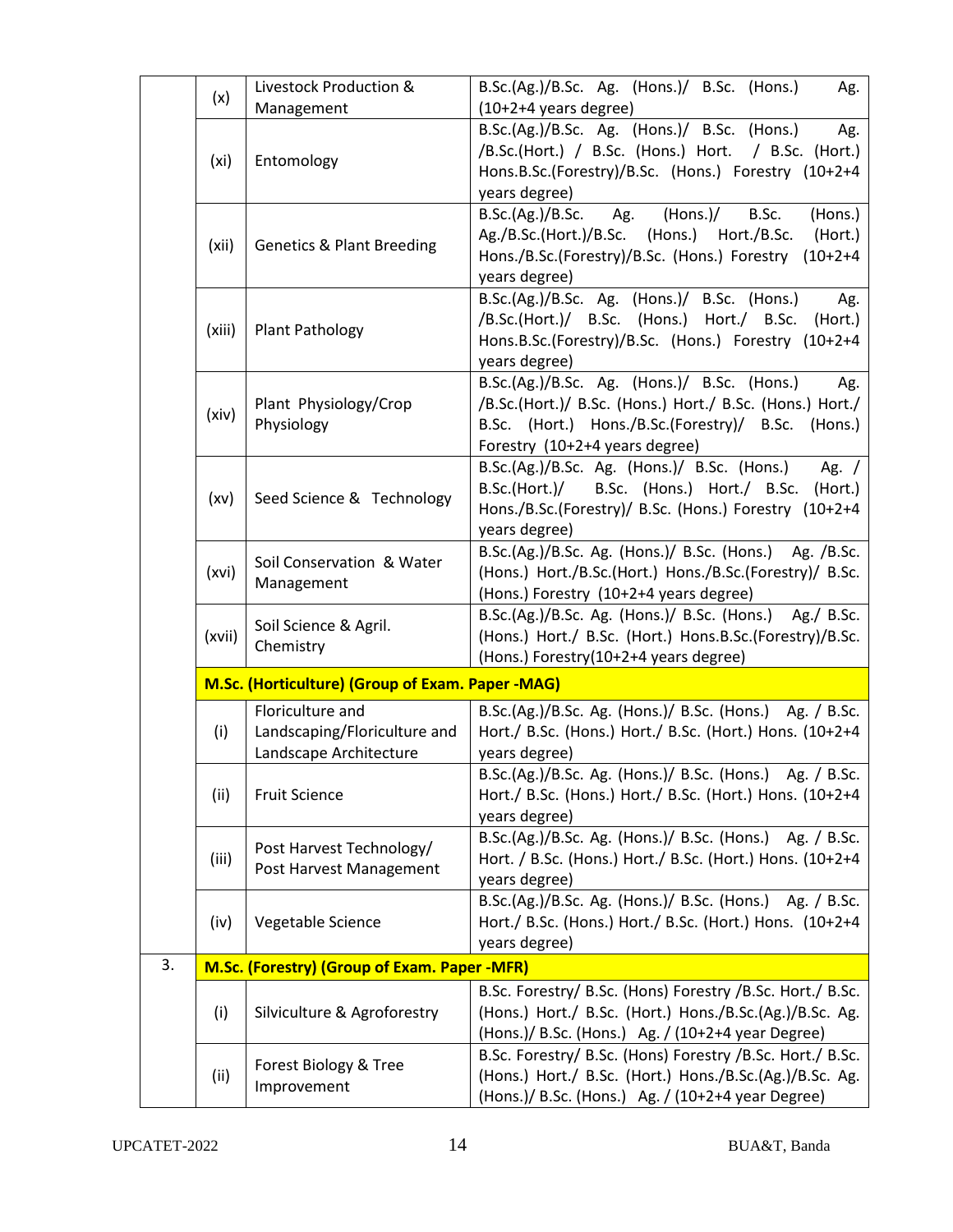| | | | |
|---|---|---|---|
| | (x) | Livestock Production & Management | B.Sc.(Ag.)/B.Sc. Ag. (Hons.)/ B.Sc. (Hons.) Ag. (10+2+4 years degree) |
| | (xi) | Entomology | B.Sc.(Ag.)/B.Sc. Ag. (Hons.)/ B.Sc. (Hons.) Ag. /B.Sc.(Hort.) / B.Sc. (Hons.) Hort. / B.Sc. (Hort.) Hons.B.Sc.(Forestry)/B.Sc. (Hons.) Forestry (10+2+4 years degree) |
| | (xii) | Genetics & Plant Breeding | B.Sc.(Ag.)/B.Sc. Ag. (Hons.)/ B.Sc. (Hons.) Ag./B.Sc.(Hort.)/B.Sc. (Hons.) Hort./B.Sc. (Hort.) Hons./B.Sc.(Forestry)/B.Sc. (Hons.) Forestry (10+2+4 years degree) |
| | (xiii) | Plant Pathology | B.Sc.(Ag.)/B.Sc. Ag. (Hons.)/ B.Sc. (Hons.) Ag. /B.Sc.(Hort.)/ B.Sc. (Hons.) Hort./ B.Sc. (Hort.) Hons.B.Sc.(Forestry)/B.Sc. (Hons.) Forestry (10+2+4 years degree) |
| | (xiv) | Plant Physiology/Crop Physiology | B.Sc.(Ag.)/B.Sc. Ag. (Hons.)/ B.Sc. (Hons.) Ag. /B.Sc.(Hort.)/ B.Sc. (Hons.) Hort./ B.Sc. (Hons.) Hort./ B.Sc. (Hort.) Hons./B.Sc.(Forestry)/ B.Sc. (Hons.) Forestry (10+2+4 years degree) |
| | (xv) | Seed Science & Technology | B.Sc.(Ag.)/B.Sc. Ag. (Hons.)/ B.Sc. (Hons.) Ag. / B.Sc.(Hort.)/ B.Sc. (Hons.) Hort./ B.Sc. (Hort.) Hons./B.Sc.(Forestry)/ B.Sc. (Hons.) Forestry (10+2+4 years degree) |
| | (xvi) | Soil Conservation & Water Management | B.Sc.(Ag.)/B.Sc. Ag. (Hons.)/ B.Sc. (Hons.) Ag. /B.Sc. (Hons.) Hort./B.Sc.(Hort.) Hons./B.Sc.(Forestry)/ B.Sc. (Hons.) Forestry (10+2+4 years degree) |
| | (xvii) | Soil Science & Agril. Chemistry | B.Sc.(Ag.)/B.Sc. Ag. (Hons.)/ B.Sc. (Hons.) Ag./ B.Sc. (Hons.) Hort./ B.Sc. (Hort.) Hons.B.Sc.(Forestry)/B.Sc. (Hons.) Forestry(10+2+4 years degree) |
| | **M.Sc. (Horticulture) (Group of Exam. Paper -MAG)** | | |
| | (i) | Floriculture and Landscaping/Floriculture and Landscape Architecture | B.Sc.(Ag.)/B.Sc. Ag. (Hons.)/ B.Sc. (Hons.) Ag. / B.Sc. Hort./ B.Sc. (Hons.) Hort./ B.Sc. (Hort.) Hons. (10+2+4 years degree) |
| | (ii) | Fruit Science | B.Sc.(Ag.)/B.Sc. Ag. (Hons.)/ B.Sc. (Hons.) Ag. / B.Sc. Hort./ B.Sc. (Hons.) Hort./ B.Sc. (Hort.) Hons. (10+2+4 years degree) |
| | (iii) | Post Harvest Technology/ Post Harvest Management | B.Sc.(Ag.)/B.Sc. Ag. (Hons.)/ B.Sc. (Hons.) Ag. / B.Sc. Hort. / B.Sc. (Hons.) Hort./ B.Sc. (Hort.) Hons. (10+2+4 years degree) |
| | (iv) | Vegetable Science | B.Sc.(Ag.)/B.Sc. Ag. (Hons.)/ B.Sc. (Hons.) Ag. / B.Sc. Hort./ B.Sc. (Hons.) Hort./ B.Sc. (Hort.) Hons. (10+2+4 years degree) |
| 3. | **M.Sc. (Forestry) (Group of Exam. Paper -MFR)** | | |
| | (i) | Silviculture & Agroforestry | B.Sc. Forestry/ B.Sc. (Hons) Forestry /B.Sc. Hort./ B.Sc. (Hons.) Hort./ B.Sc. (Hort.) Hons./B.Sc.(Ag.)/B.Sc. Ag. (Hons.)/ B.Sc. (Hons.) Ag. / (10+2+4 year Degree) |
| | (ii) | Forest Biology & Tree Improvement | B.Sc. Forestry/ B.Sc. (Hons) Forestry /B.Sc. Hort./ B.Sc. (Hons.) Hort./ B.Sc. (Hort.) Hons./B.Sc.(Ag.)/B.Sc. Ag. (Hons.)/ B.Sc. (Hons.) Ag. / (10+2+4 year Degree) |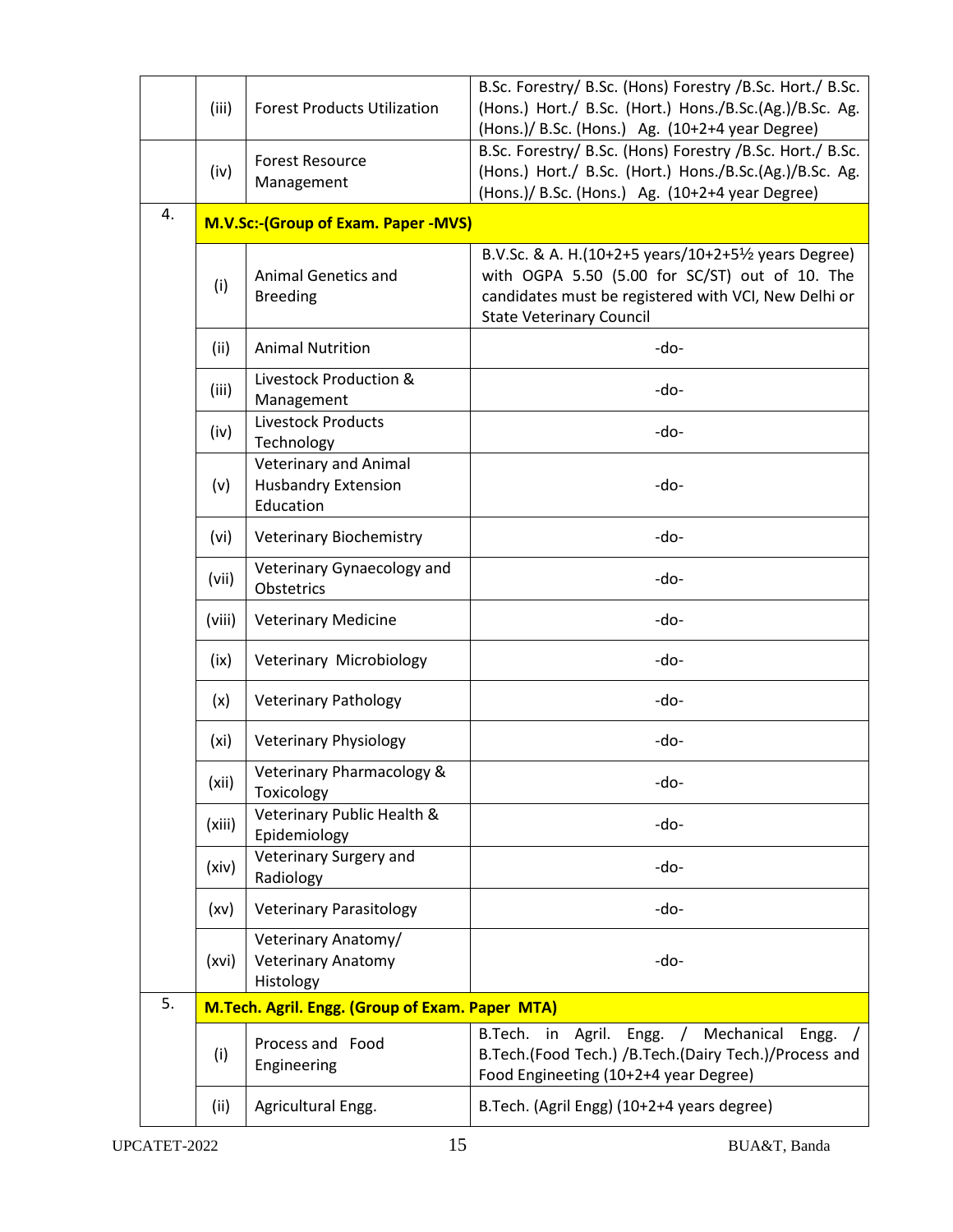| | | | |
|---|---|---|---|
| | (iii) | Forest Products Utilization | B.Sc. Forestry/ B.Sc. (Hons) Forestry /B.Sc. Hort./ B.Sc. (Hons.) Hort./ B.Sc. (Hort.) Hons./B.Sc.(Ag.)/B.Sc. Ag. (Hons.)/ B.Sc. (Hons.) Ag. (10+2+4 year Degree) |
| | (iv) | Forest Resource Management | B.Sc. Forestry/ B.Sc. (Hons) Forestry /B.Sc. Hort./ B.Sc. (Hons.) Hort./ B.Sc. (Hort.) Hons./B.Sc.(Ag.)/B.Sc. Ag. (Hons.)/ B.Sc. (Hons.) Ag. (10+2+4 year Degree) |
| 4. | **M.V.Sc:-(Group of Exam. Paper -MVS)** | | |
| | (i) | Animal Genetics and Breeding | B.V.Sc. & A. H.(10+2+5 years/10+2+5½ years Degree) with OGPA 5.50 (5.00 for SC/ST) out of 10. The candidates must be registered with VCI, New Delhi or State Veterinary Council |
| | (ii) | Animal Nutrition | -do- |
| | (iii) | Livestock Production & Management | -do- |
| | (iv) | Livestock Products Technology | -do- |
| | (v) | Veterinary and Animal Husbandry Extension Education | -do- |
| | (vi) | Veterinary Biochemistry | -do- |
| | (vii) | Veterinary Gynaecology and Obstetrics | -do- |
| | (viii) | Veterinary Medicine | -do- |
| | (ix) | Veterinary Microbiology | -do- |
| | (x) | Veterinary Pathology | -do- |
| | (xi) | Veterinary Physiology | -do- |
| | (xii) | Veterinary Pharmacology & Toxicology | -do- |
| | (xiii) | Veterinary Public Health & Epidemiology | -do- |
| | (xiv) | Veterinary Surgery and Radiology | -do- |
| | (xv) | Veterinary Parasitology | -do- |
| | (xvi) | Veterinary Anatomy/ Veterinary Anatomy Histology | -do- |
| 5. | **M.Tech. Agril. Engg. (Group of Exam. Paper MTA)** | | |
| | (i) | Process and Food Engineering | B.Tech. in Agril. Engg. / Mechanical Engg. / B.Tech.(Food Tech.) /B.Tech.(Dairy Tech.)/Process and Food Engineeting (10+2+4 year Degree) |
| | (ii) | Agricultural Engg. | B.Tech. (Agril Engg) (10+2+4 years degree) |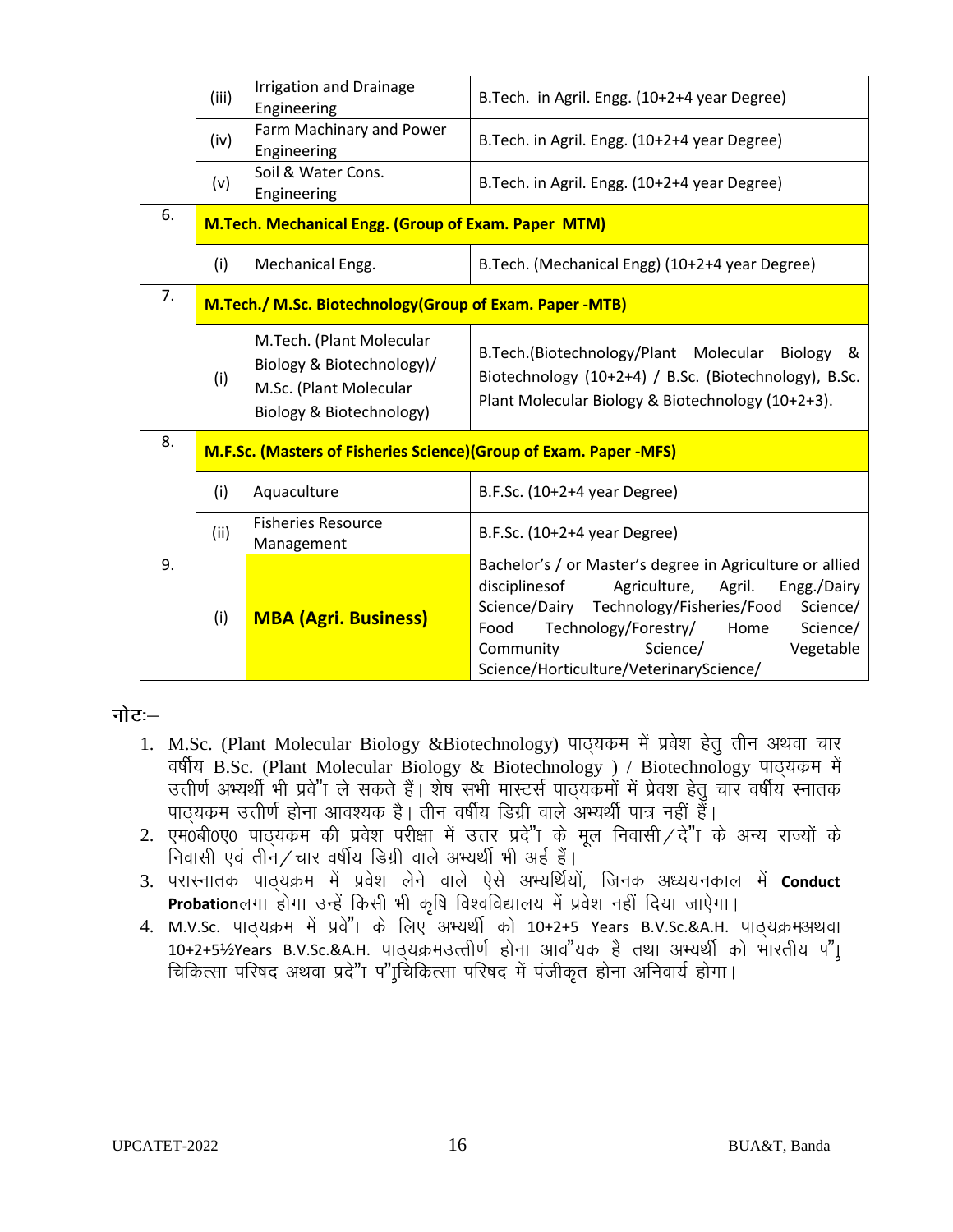|  |  |  |  |
|---|---|---|---|
|  | (iii) | Irrigation and Drainage Engineering | B.Tech. in Agril. Engg. (10+2+4 year Degree) |
|  | (iv) | Farm Machinary and Power Engineering | B.Tech. in Agril. Engg. (10+2+4 year Degree) |
|  | (v) | Soil & Water Cons. Engineering | B.Tech. in Agril. Engg. (10+2+4 year Degree) |
| 6. | **M.Tech. Mechanical Engg. (Group of Exam. Paper MTM)** | | |
|  | (i) | Mechanical Engg. | B.Tech. (Mechanical Engg) (10+2+4 year Degree) |
| 7. | **M.Tech./ M.Sc. Biotechnology(Group of Exam. Paper -MTB)** | | |
|  | (i) | M.Tech. (Plant Molecular Biology & Biotechnology)/ M.Sc. (Plant Molecular Biology & Biotechnology) | B.Tech.(Biotechnology/Plant Molecular Biology & Biotechnology (10+2+4) / B.Sc. (Biotechnology), B.Sc. Plant Molecular Biology & Biotechnology (10+2+3). |
| 8. | **M.F.Sc. (Masters of Fisheries Science)(Group of Exam. Paper -MFS)** | | |
|  | (i) | Aquaculture | B.F.Sc. (10+2+4 year Degree) |
|  | (ii) | Fisheries Resource Management | B.F.Sc. (10+2+4 year Degree) |
| 9. | (i) | **MBA (Agri. Business)** | Bachelor's / or Master's degree in Agriculture or allied disciplinesof Agriculture, Agril. Engg./Dairy Science/Dairy Technology/Fisheries/Food Science/ Food Technology/Forestry/ Home Science/ Community Science/ Vegetable Science/Horticulture/VeterinaryScience/ |

नोटः–

1. M.Sc. (Plant Molecular Biology &Biotechnology) पाठ्यक्रम में प्रवेश हेतु तीन अथवा चार वर्षीय B.Sc. (Plant Molecular Biology & Biotechnology ) / Biotechnology पाठ्यक्रम में उत्तीर्ण अभ्यर्थी भी प्रवेश ले सकते हैं। शेष सभी मास्टर्स पाठ्यक्रमों में प्रवेश हेतु चार वर्षीय स्नातक पाठ्यक्रम उत्तीर्ण होना आवश्यक है। तीन वर्षीय डिग्री वाले अभ्यर्थी पात्र नहीं हैं।
2. एम0बी0ए0 पाठ्यक्रम की प्रवेश परीक्षा में उत्तर प्रदेश के मूल निवासी/देश के अन्य राज्यों के निवासी एवं तीन/चार वर्षीय डिग्री वाले अभ्यर्थी भी अर्ह हैं।
3. परास्नातक पाठ्यक्रम में प्रवेश लेने वाले ऐसे अभ्यर्थियों, जिनक अध्ययनकाल में **Conduct Probation**लगा होगा उन्हें किसी भी कृषि विश्वविद्यालय में प्रवेश नहीं दिया जाऐगा।
4. M.V.Sc. पाठ्यक्रम में प्रवेश के लिए अभ्यर्थी को 10+2+5 Years B.V.Sc.&A.H. पाठ्यक्रमअथवा 10+2+5½Years B.V.Sc.&A.H. पाठ्यक्रमउत्तीर्ण होना आवश्यक है तथा अभ्यर्थी को भारतीय पशु चिकित्सा परिषद अथवा प्रदेश पशुचिकित्सा परिषद में पंजीकृत होना अनिवार्य होगा।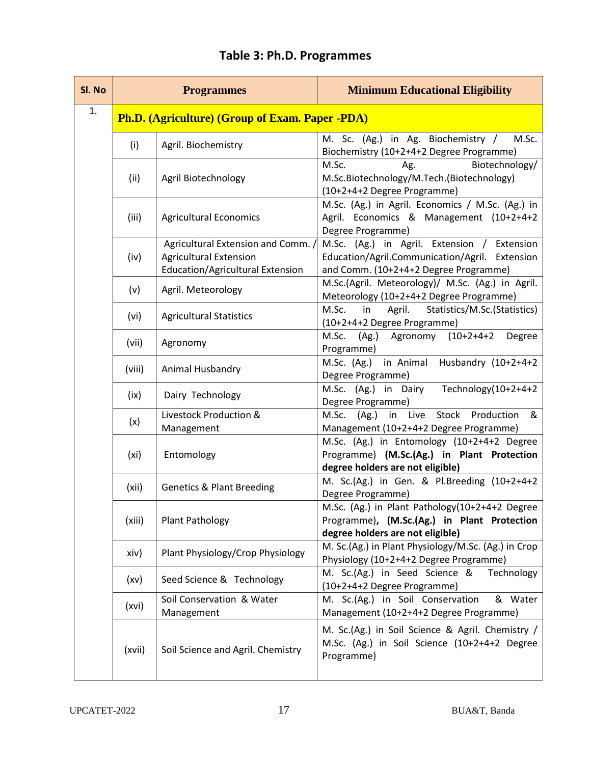## Table 3: Ph.D. Programmes

| Sl. No | Programmes | | Minimum Educational Eligibility |
|---|---|---|---|
| 1. | **Ph.D. (Agriculture) (Group of Exam. Paper -PDA)** | | |
| | (i) | Agril. Biochemistry | M. Sc. (Ag.) in Ag. Biochemistry / M.Sc. Biochemistry (10+2+4+2 Degree Programme) |
| | (ii) | Agril Biotechnology | M.Sc. Ag. Biotechnology/ M.Sc.Biotechnology/M.Tech.(Biotechnology) (10+2+4+2 Degree Programme) |
| | (iii) | Agricultural Economics | M.Sc. (Ag.) in Agril. Economics / M.Sc. (Ag.) in Agril. Economics & Management (10+2+4+2 Degree Programme) |
| | (iv) | Agricultural Extension and Comm. / Agricultural Extension Education/Agricultural Extension | M.Sc. (Ag.) in Agril. Extension / Extension Education/Agril.Communication/Agril. Extension and Comm. (10+2+4+2 Degree Programme) |
| | (v) | Agril. Meteorology | M.Sc.(Agril. Meteorology)/ M.Sc. (Ag.) in Agril. Meteorology (10+2+4+2 Degree Programme) |
| | (vi) | Agricultural Statistics | M.Sc. in Agril. Statistics/M.Sc.(Statistics) (10+2+4+2 Degree Programme) |
| | (vii) | Agronomy | M.Sc. (Ag.) Agronomy (10+2+4+2 Degree Programme) |
| | (viii) | Animal Husbandry | M.Sc. (Ag.) in Animal Husbandry (10+2+4+2 Degree Programme) |
| | (ix) | Dairy Technology | M.Sc. (Ag.) in Dairy Technology(10+2+4+2 Degree Programme) |
| | (x) | Livestock Production & Management | M.Sc. (Ag.) in Live Stock Production & Management (10+2+4+2 Degree Programme) |
| | (xi) | Entomology | M.Sc. (Ag.) in Entomology (10+2+4+2 Degree Programme) **(M.Sc.(Ag.) in Plant Protection degree holders are not eligible)** |
| | (xii) | Genetics & Plant Breeding | M. Sc.(Ag.) in Gen. & Pl.Breeding (10+2+4+2 Degree Programme) |
| | (xiii) | Plant Pathology | M.Sc. (Ag.) in Plant Pathology(10+2+4+2 Degree Programme)**, (M.Sc.(Ag.) in Plant Protection degree holders are not eligible)** |
| | xiv) | Plant Physiology/Crop Physiology | M. Sc.(Ag.) in Plant Physiology/M.Sc. (Ag.) in Crop Physiology (10+2+4+2 Degree Programme) |
| | (xv) | Seed Science & Technology | M. Sc.(Ag.) in Seed Science & Technology (10+2+4+2 Degree Programme) |
| | (xvi) | Soil Conservation & Water Management | M. Sc.(Ag.) in Soil Conservation & Water Management (10+2+4+2 Degree Programme) |
| | (xvii) | Soil Science and Agril. Chemistry | M. Sc.(Ag.) in Soil Science & Agril. Chemistry / M.Sc. (Ag.) in Soil Science (10+2+4+2 Degree Programme) |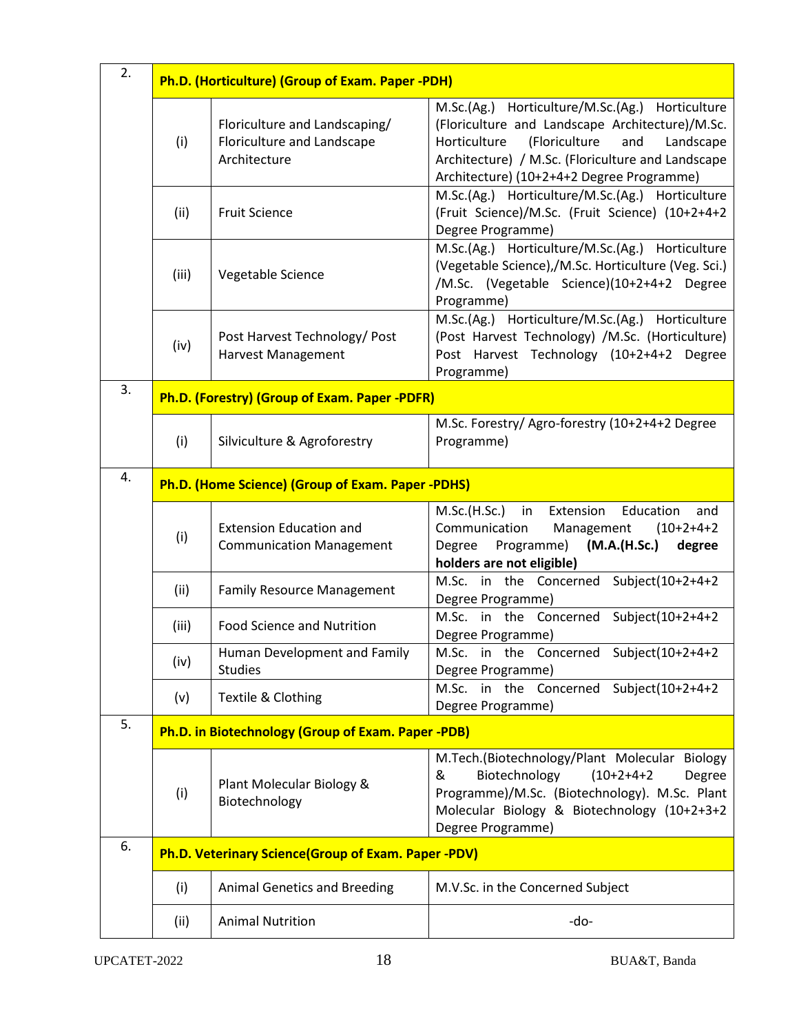| 2. | **Ph.D. (Horticulture) (Group of Exam. Paper -PDH)** | | |
|---|---|---|---|
| | (i) | Floriculture and Landscaping/ Floriculture and Landscape Architecture | M.Sc.(Ag.) Horticulture/M.Sc.(Ag.) Horticulture (Floriculture and Landscape Architecture)/M.Sc. Horticulture (Floriculture and Landscape Architecture) / M.Sc. (Floriculture and Landscape Architecture) (10+2+4+2 Degree Programme) |
| | (ii) | Fruit Science | M.Sc.(Ag.) Horticulture/M.Sc.(Ag.) Horticulture (Fruit Science)/M.Sc. (Fruit Science) (10+2+4+2 Degree Programme) |
| | (iii) | Vegetable Science | M.Sc.(Ag.) Horticulture/M.Sc.(Ag.) Horticulture (Vegetable Science),/M.Sc. Horticulture (Veg. Sci.) /M.Sc. (Vegetable Science)(10+2+4+2 Degree Programme) |
| | (iv) | Post Harvest Technology/ Post Harvest Management | M.Sc.(Ag.) Horticulture/M.Sc.(Ag.) Horticulture (Post Harvest Technology) /M.Sc. (Horticulture) Post Harvest Technology (10+2+4+2 Degree Programme) |
| 3. | **Ph.D. (Forestry) (Group of Exam. Paper -PDFR)** | | |
| | (i) | Silviculture & Agroforestry | M.Sc. Forestry/ Agro-forestry (10+2+4+2 Degree Programme) |
| 4. | **Ph.D. (Home Science) (Group of Exam. Paper -PDHS)** | | |
| | (i) | Extension Education and Communication Management | M.Sc.(H.Sc.) in Extension Education and Communication Management (10+2+4+2 Degree Programme) **(M.A.(H.Sc.) degree holders are not eligible)** |
| | (ii) | Family Resource Management | M.Sc. in the Concerned Subject(10+2+4+2 Degree Programme) |
| | (iii) | Food Science and Nutrition | M.Sc. in the Concerned Subject(10+2+4+2 Degree Programme) |
| | (iv) | Human Development and Family Studies | M.Sc. in the Concerned Subject(10+2+4+2 Degree Programme) |
| | (v) | Textile & Clothing | M.Sc. in the Concerned Subject(10+2+4+2 Degree Programme) |
| 5. | **Ph.D. in Biotechnology (Group of Exam. Paper -PDB)** | | |
| | (i) | Plant Molecular Biology & Biotechnology | M.Tech.(Biotechnology/Plant Molecular Biology & Biotechnology (10+2+4+2 Degree Programme)/M.Sc. (Biotechnology). M.Sc. Plant Molecular Biology & Biotechnology (10+2+3+2 Degree Programme) |
| 6. | **Ph.D. Veterinary Science(Group of Exam. Paper -PDV)** | | |
| | (i) | Animal Genetics and Breeding | M.V.Sc. in the Concerned Subject |
| | (ii) | Animal Nutrition | -do- |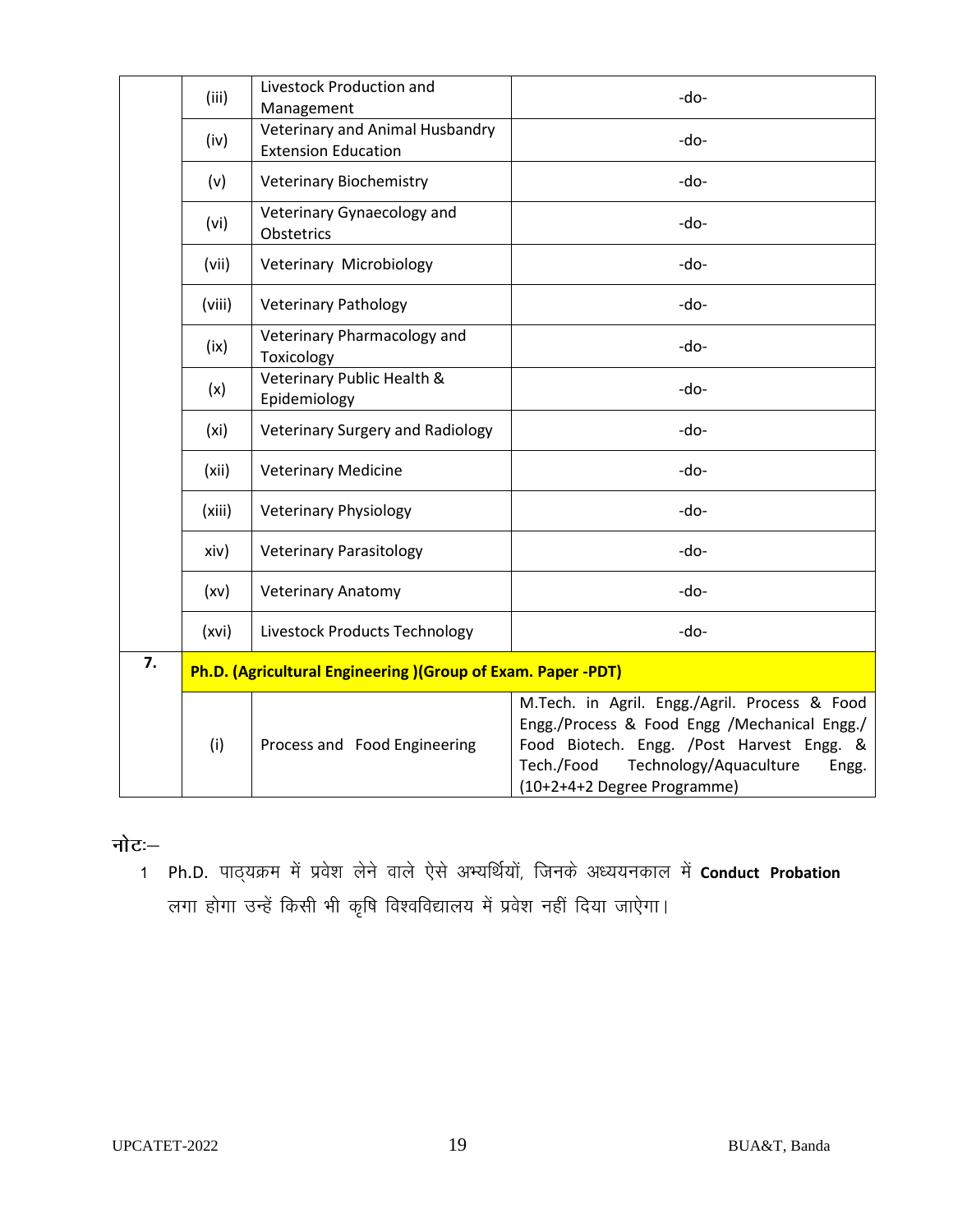| | | | |
|---|---|---|---|
| | (iii) | Livestock Production and Management | -do- |
| | (iv) | Veterinary and Animal Husbandry Extension Education | -do- |
| | (v) | Veterinary Biochemistry | -do- |
| | (vi) | Veterinary Gynaecology and Obstetrics | -do- |
| | (vii) | Veterinary Microbiology | -do- |
| | (viii) | Veterinary Pathology | -do- |
| | (ix) | Veterinary Pharmacology and Toxicology | -do- |
| | (x) | Veterinary Public Health & Epidemiology | -do- |
| | (xi) | Veterinary Surgery and Radiology | -do- |
| | (xii) | Veterinary Medicine | -do- |
| | (xiii) | Veterinary Physiology | -do- |
| | xiv) | Veterinary Parasitology | -do- |
| | (xv) | Veterinary Anatomy | -do- |
| | (xvi) | Livestock Products Technology | -do- |
| **7.** | **Ph.D. (Agricultural Engineering )(Group of Exam. Paper -PDT)** | | |
| | (i) | Process and Food Engineering | M.Tech. in Agril. Engg./Agril. Process & Food Engg./Process & Food Engg /Mechanical Engg./ Food Biotech. Engg. /Post Harvest Engg. & Tech./Food Technology/Aquaculture Engg. (10+2+4+2 Degree Programme) |

**नोटः–**

1 Ph.D. पाठ्यक्रम में प्रवेश लेने वाले ऐसे अभ्यर्थियों, जिनके अध्ययनकाल में **Conduct Probation** लगा होगा उन्हें किसी भी कृषि विश्वविद्यालय में प्रवेश नहीं दिया जाऐगा।